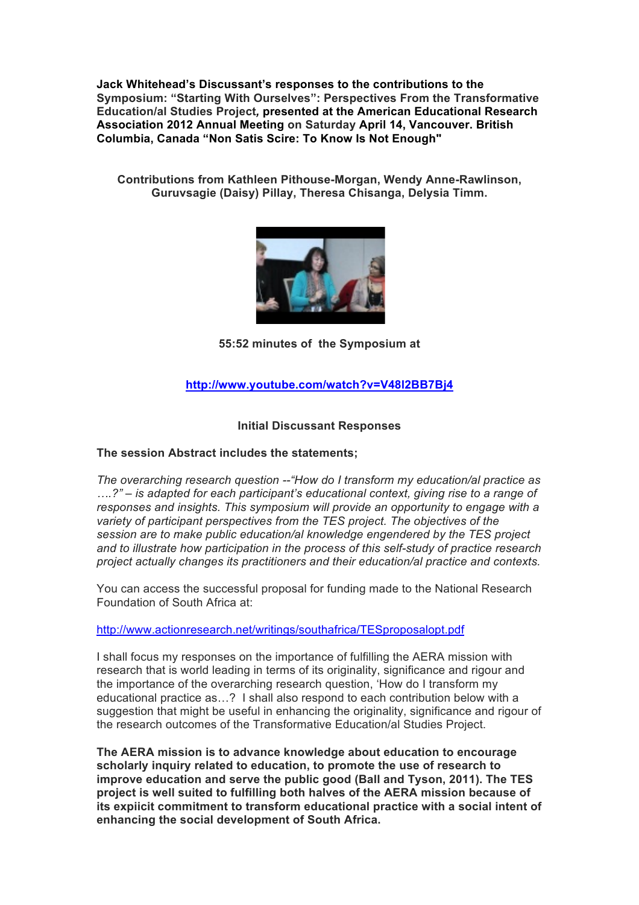**Jack Whitehead's Discussant's responses to the contributions to the Symposium: "Starting With Ourselves": Perspectives From the Transformative Education/al Studies Project, presented at the American Educational Research Association 2012 Annual Meeting on Saturday April 14, Vancouver. British Columbia, Canada "Non Satis Scire: To Know Is Not Enough"**

**Contributions from Kathleen Pithouse-Morgan, Wendy Anne-Rawlinson, Guruvsagie (Daisy) Pillay, Theresa Chisanga, Delysia Timm.**

**55:52 minutes of the Symposium at**

**http://www.youtube.com/watch?v=V48l2BB7Bj4**

**Initial Discussant Responses**

**The session Abstract includes the statements;**

*The overarching research question --"How do I transform my education/al practice as ….?" – is adapted for each participant's educational context, giving rise to a range of responses and insights. This symposium will provide an opportunity to engage with a variety of participant perspectives from the TES project. The objectives of the session are to make public education/al knowledge engendered by the TES project and to illustrate how participation in the process of this self-study of practice research project actually changes its practitioners and their education/al practice and contexts.*

You can access the successful proposal for funding made to the National Research Foundation of South Africa at:

http://www.actionresearch.net/writings/southafrica/TESproposalopt.pdf

I shall focus my responses on the importance of fulfilling the AERA mission with research that is world leading in terms of its originality, significance and rigour and the importance of the overarching research question, 'How do I transform my educational practice as…? I shall also respond to each contribution below with a suggestion that might be useful in enhancing the originality, significance and rigour of the research outcomes of the Transformative Education/al Studies Project.

**The AERA mission is to advance knowledge about education to encourage scholarly inquiry related to education, to promote the use of research to improve education and serve the public good (Ball and Tyson, 2011). The TES project is well suited to fulfilling both halves of the AERA mission because of its expiicit commitment to transform educational practice with a social intent of enhancing the social development of South Africa.**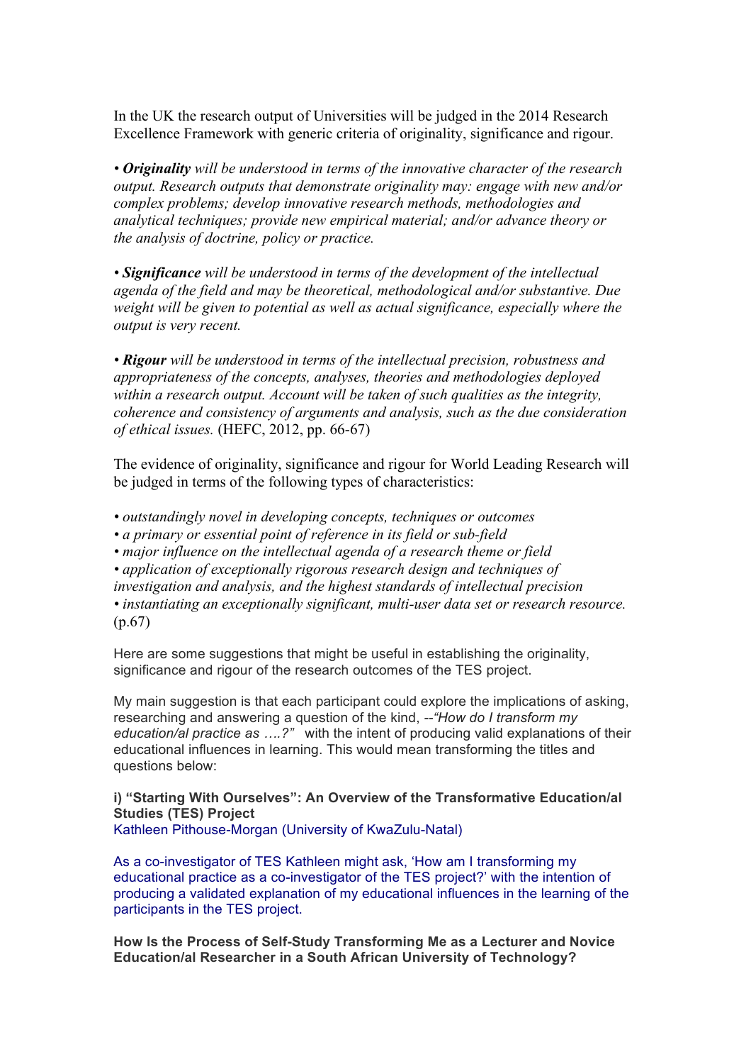In the UK the research output of Universities will be judged in the 2014 Research Excellence Framework with generic criteria of originality, significance and rigour.

• ***Originality*** *will be understood in terms of the innovative character of the research output. Research outputs that demonstrate originality may: engage with new and/or complex problems; develop innovative research methods, methodologies and analytical techniques; provide new empirical material; and/or advance theory or the analysis of doctrine, policy or practice.*

• ***Significance*** *will be understood in terms of the development of the intellectual agenda of the field and may be theoretical, methodological and/or substantive. Due weight will be given to potential as well as actual significance, especially where the output is very recent.*

• ***Rigour*** *will be understood in terms of the intellectual precision, robustness and appropriateness of the concepts, analyses, theories and methodologies deployed within a research output. Account will be taken of such qualities as the integrity, coherence and consistency of arguments and analysis, such as the due consideration of ethical issues.* (HEFC, 2012, pp. 66-67)

The evidence of originality, significance and rigour for World Leading Research will be judged in terms of the following types of characteristics:

• *outstandingly novel in developing concepts, techniques or outcomes*
• *a primary or essential point of reference in its field or sub-field*
• *major influence on the intellectual agenda of a research theme or field*
• *application of exceptionally rigorous research design and techniques of investigation and analysis, and the highest standards of intellectual precision*
• *instantiating an exceptionally significant, multi-user data set or research resource.* (p.67)

Here are some suggestions that might be useful in establishing the originality, significance and rigour of the research outcomes of the TES project.

My main suggestion is that each participant could explore the implications of asking, researching and answering a question of the kind, --*"How do I transform my education/al practice as ….?"* with the intent of producing valid explanations of their educational influences in learning. This would mean transforming the titles and questions below:

**i) "Starting With Ourselves": An Overview of the Transformative Education/al Studies (TES) Project**
Kathleen Pithouse-Morgan (University of KwaZulu-Natal)

As a co-investigator of TES Kathleen might ask, 'How am I transforming my educational practice as a co-investigator of the TES project?' with the intention of producing a validated explanation of my educational influences in the learning of the participants in the TES project.

**How Is the Process of Self-Study Transforming Me as a Lecturer and Novice Education/al Researcher in a South African University of Technology?**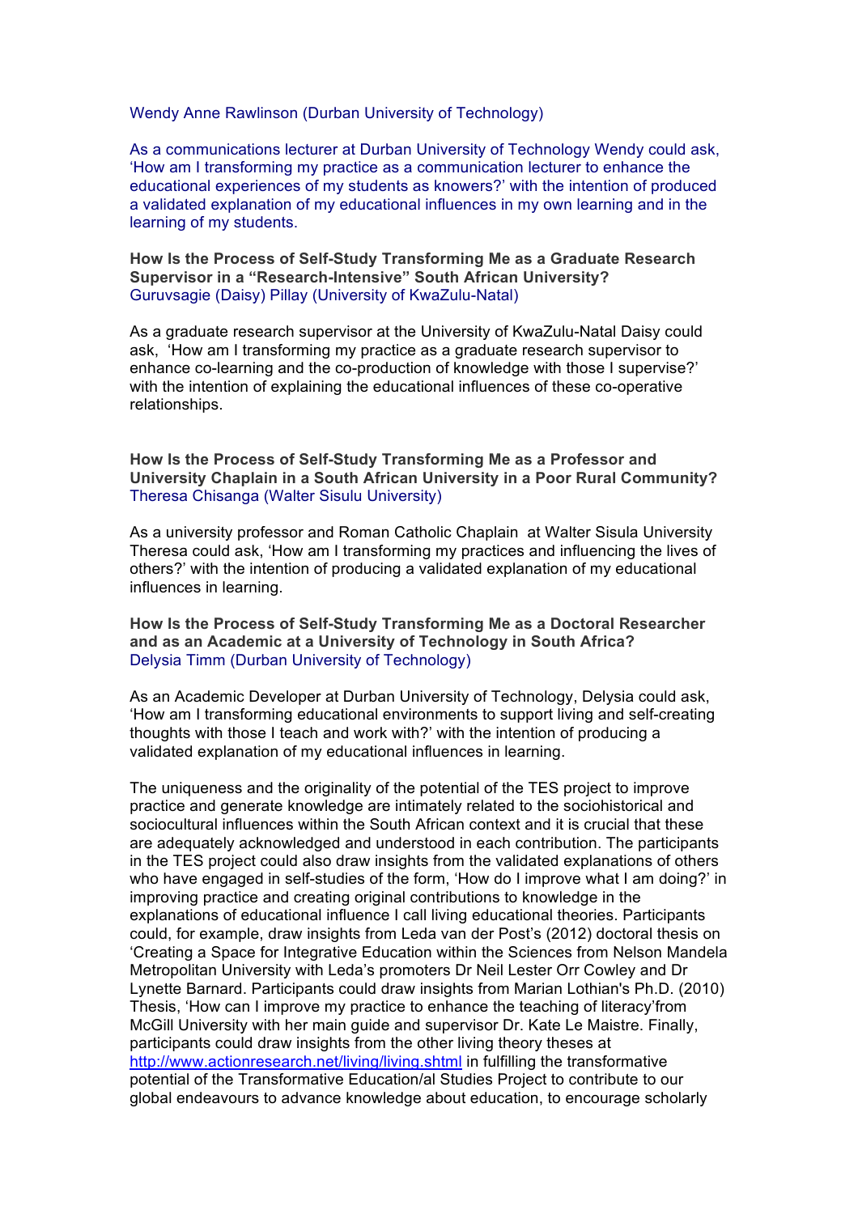Wendy Anne Rawlinson (Durban University of Technology)

As a communications lecturer at Durban University of Technology Wendy could ask, 'How am I transforming my practice as a communication lecturer to enhance the educational experiences of my students as knowers?' with the intention of produced a validated explanation of my educational influences in my own learning and in the learning of my students.

**How Is the Process of Self-Study Transforming Me as a Graduate Research Supervisor in a "Research-Intensive" South African University?**
Guruvsagie (Daisy) Pillay (University of KwaZulu-Natal)

As a graduate research supervisor at the University of KwaZulu-Natal Daisy could ask, 'How am I transforming my practice as a graduate research supervisor to enhance co-learning and the co-production of knowledge with those I supervise?' with the intention of explaining the educational influences of these co-operative relationships.

**How Is the Process of Self-Study Transforming Me as a Professor and University Chaplain in a South African University in a Poor Rural Community?**
Theresa Chisanga (Walter Sisulu University)

As a university professor and Roman Catholic Chaplain at Walter Sisula University Theresa could ask, 'How am I transforming my practices and influencing the lives of others?' with the intention of producing a validated explanation of my educational influences in learning.

**How Is the Process of Self-Study Transforming Me as a Doctoral Researcher and as an Academic at a University of Technology in South Africa?**
Delysia Timm (Durban University of Technology)

As an Academic Developer at Durban University of Technology, Delysia could ask, 'How am I transforming educational environments to support living and self-creating thoughts with those I teach and work with?' with the intention of producing a validated explanation of my educational influences in learning.

The uniqueness and the originality of the potential of the TES project to improve practice and generate knowledge are intimately related to the sociohistorical and sociocultural influences within the South African context and it is crucial that these are adequately acknowledged and understood in each contribution. The participants in the TES project could also draw insights from the validated explanations of others who have engaged in self-studies of the form, 'How do I improve what I am doing?' in improving practice and creating original contributions to knowledge in the explanations of educational influence I call living educational theories. Participants could, for example, draw insights from Leda van der Post's (2012) doctoral thesis on 'Creating a Space for Integrative Education within the Sciences from Nelson Mandela Metropolitan University with Leda's promoters Dr Neil Lester Orr Cowley and Dr Lynette Barnard. Participants could draw insights from Marian Lothian's Ph.D. (2010) Thesis, 'How can I improve my practice to enhance the teaching of literacy'from McGill University with her main guide and supervisor Dr. Kate Le Maistre. Finally, participants could draw insights from the other living theory theses at http://www.actionresearch.net/living/living.shtml in fulfilling the transformative potential of the Transformative Education/al Studies Project to contribute to our global endeavours to advance knowledge about education, to encourage scholarly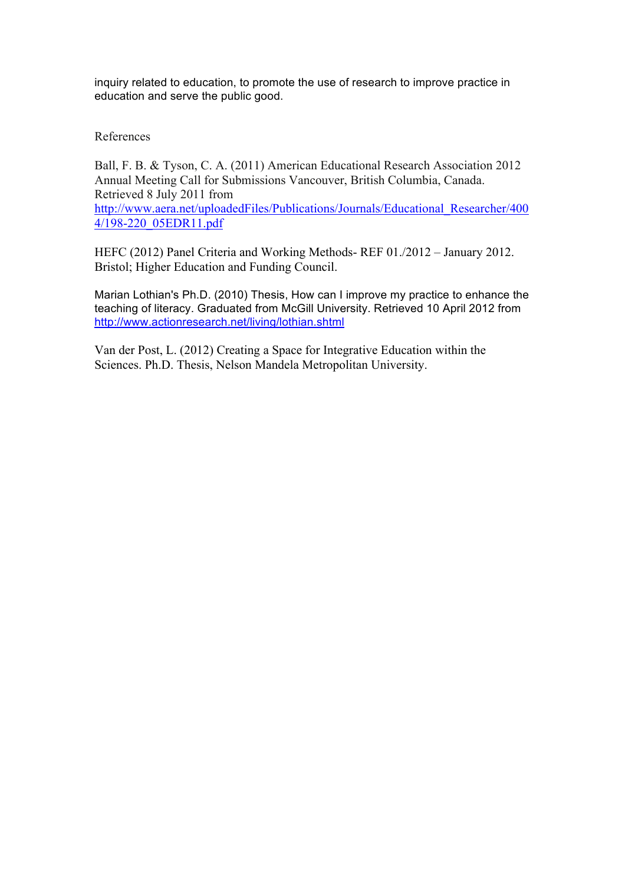inquiry related to education, to promote the use of research to improve practice in education and serve the public good.

## References

Ball, F. B. & Tyson, C. A. (2011) American Educational Research Association 2012 Annual Meeting Call for Submissions Vancouver, British Columbia, Canada. Retrieved 8 July 2011 from http://www.aera.net/uploadedFiles/Publications/Journals/Educational_Researcher/4004/198-220_05EDR11.pdf

HEFC (2012) Panel Criteria and Working Methods- REF 01./2012 – January 2012. Bristol; Higher Education and Funding Council.

Marian Lothian's Ph.D. (2010) Thesis, How can I improve my practice to enhance the teaching of literacy. Graduated from McGill University. Retrieved 10 April 2012 from http://www.actionresearch.net/living/lothian.shtml

Van der Post, L. (2012) Creating a Space for Integrative Education within the Sciences. Ph.D. Thesis, Nelson Mandela Metropolitan University.